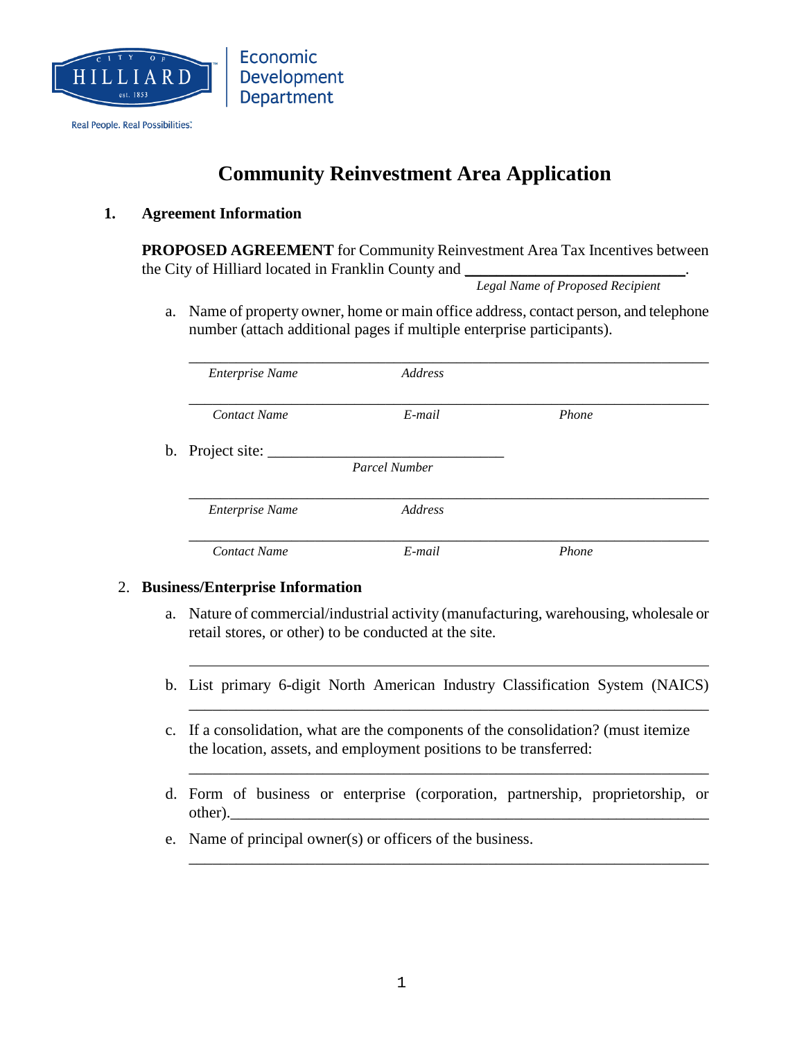Economic Development Department

Real People. Real Possibilities.

# Community Reinvestment Area Application

## 1. Agreement Information

**PROPOSED AGREEMENT** for Community Reinvestment Area Tax Incentives between the City of Hilliard located in Franklin County and ____________________________.
*Legal Name of Proposed Recipient*

a. Name of property owner, home or main office address, contact person, and telephone number (attach additional pages if multiple enterprise participants).

_______________________________________________________________
*Enterprise Name* *Address*

_______________________________________________________________
*Contact Name* *E-mail* *Phone*

b. Project site: ______________________________
*Parcel Number*

_______________________________________________________________
*Enterprise Name* *Address*

_______________________________________________________________
*Contact Name* *E-mail* *Phone*

## 2. Business/Enterprise Information

a. Nature of commercial/industrial activity (manufacturing, warehousing, wholesale or retail stores, or other) to be conducted at the site.

_______________________________________________________________

b. List primary 6-digit North American Industry Classification System (NAICS)

_______________________________________________________________

c. If a consolidation, what are the components of the consolidation? (must itemize the location, assets, and employment positions to be transferred:

_______________________________________________________________

d. Form of business or enterprise (corporation, partnership, proprietorship, or other).______________________________________________________

e. Name of principal owner(s) or officers of the business.

_______________________________________________________________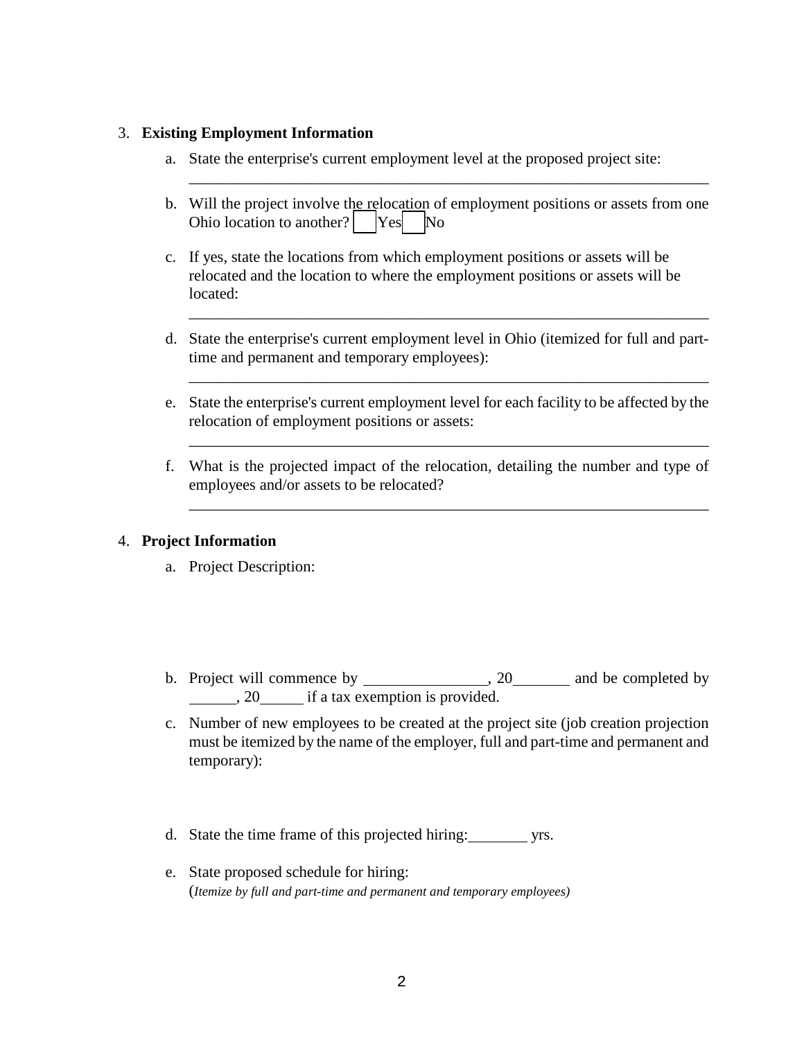3. **Existing Employment Information**

    a. State the enterprise's current employment level at the proposed project site:

    ___________________________________________________________________

    b. Will the project involve the relocation of employment positions or assets from one Ohio location to another? ☐ Yes ☐ No

    c. If yes, state the locations from which employment positions or assets will be relocated and the location to where the employment positions or assets will be located:

    ___________________________________________________________________

    d. State the enterprise's current employment level in Ohio (itemized for full and part-time and permanent and temporary employees):

    ___________________________________________________________________

    e. State the enterprise's current employment level for each facility to be affected by the relocation of employment positions or assets:

    ___________________________________________________________________

    f. What is the projected impact of the relocation, detailing the number and type of employees and/or assets to be relocated?

    ___________________________________________________________________

4. **Project Information**

    a. Project Description:

    b. Project will commence by ________________, 20_______ and be completed by ______, 20_____ if a tax exemption is provided.

    c. Number of new employees to be created at the project site (job creation projection must be itemized by the name of the employer, full and part-time and permanent and temporary):

    d. State the time frame of this projected hiring:_______ yrs.

    e. State proposed schedule for hiring:
    (*Itemize by full and part-time and permanent and temporary employees)*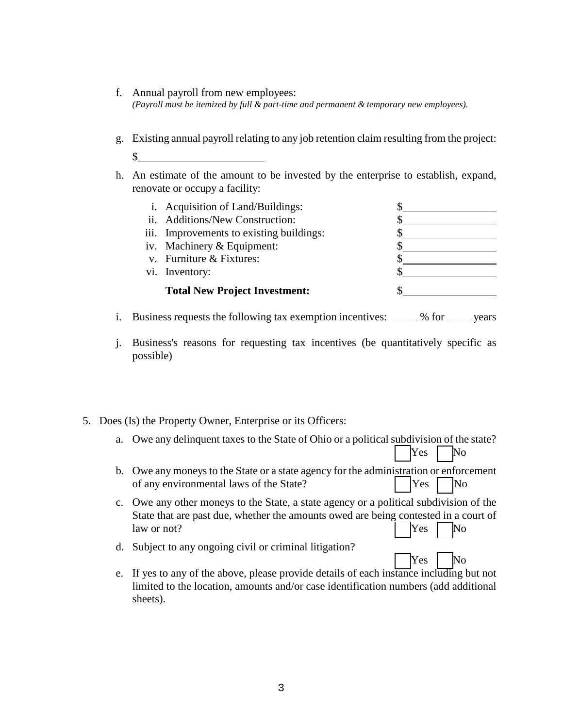f. Annual payroll from new employees:
*(Payroll must be itemized by full & part-time and permanent & temporary new employees).*

g. Existing annual payroll relating to any job retention claim resulting from the project:
$\_\_\_\_\_\_\_\_\_\_\_\_\_\_\_\_\_\_\_\_\_\_

h. An estimate of the amount to be invested by the enterprise to establish, expand, renovate or occupy a facility:

| | | |
|---|---|---|
| i. | Acquisition of Land/Buildings: | $\_\_\_\_\_\_\_\_\_\_\_\_\_\_\_\_ |
| ii. | Additions/New Construction: | $\_\_\_\_\_\_\_\_\_\_\_\_\_\_\_\_ |
| iii. | Improvements to existing buildings: | $\_\_\_\_\_\_\_\_\_\_\_\_\_\_\_\_ |
| iv. | Machinery & Equipment: | $\_\_\_\_\_\_\_\_\_\_\_\_\_\_\_\_ |
| v. | Furniture & Fixtures: | $\_\_\_\_\_\_\_\_\_\_\_\_\_\_\_\_ |
| vi. | Inventory: | $\_\_\_\_\_\_\_\_\_\_\_\_\_\_\_\_ |
| | **Total New Project Investment:** | $\_\_\_\_\_\_\_\_\_\_\_\_\_\_\_\_ |

i. Business requests the following tax exemption incentives: \_\_\_\_\_ % for \_\_\_\_\_ years

j. Business's reasons for requesting tax incentives (be quantitatively specific as possible)

5. Does (Is) the Property Owner, Enterprise or its Officers:

   a. Owe any delinquent taxes to the State of Ohio or a political subdivision of the state?
   ☐ Yes ☐ No

   b. Owe any moneys to the State or a state agency for the administration or enforcement of any environmental laws of the State? ☐ Yes ☐ No

   c. Owe any other moneys to the State, a state agency or a political subdivision of the State that are past due, whether the amounts owed are being contested in a court of law or not? ☐ Yes ☐ No

   d. Subject to any ongoing civil or criminal litigation?
   ☐ Yes ☐ No

   e. If yes to any of the above, please provide details of each instance including but not limited to the location, amounts and/or case identification numbers (add additional sheets).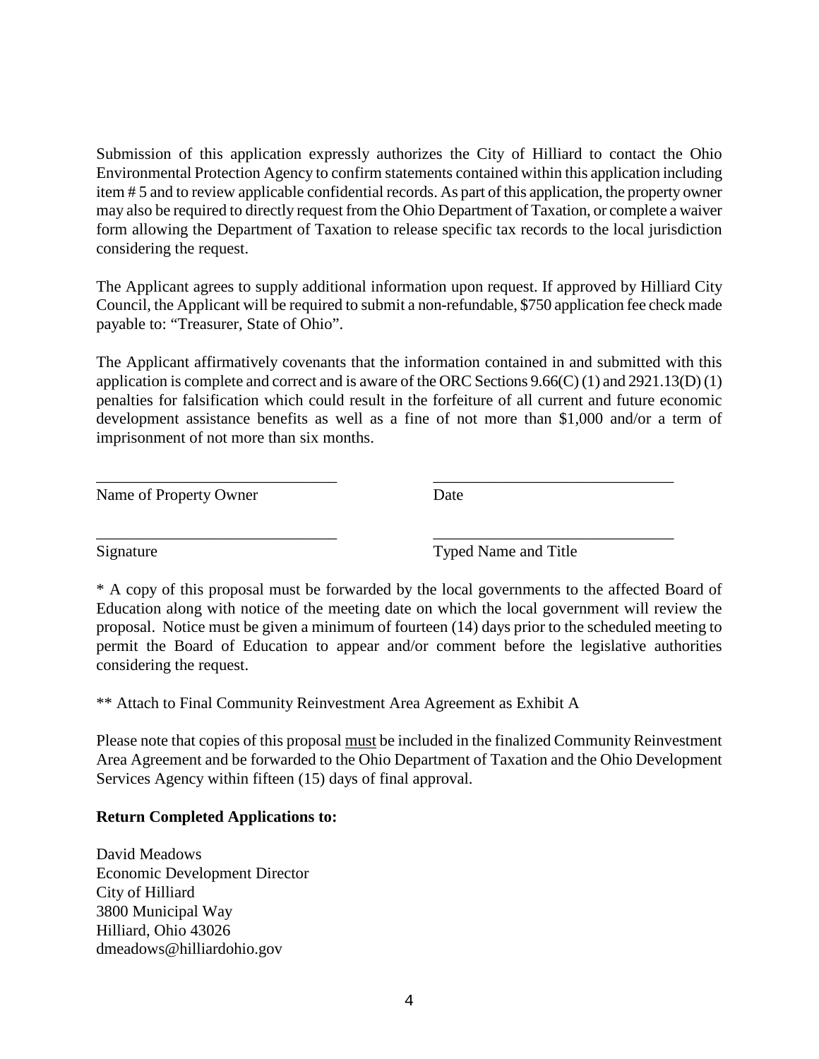Submission of this application expressly authorizes the City of Hilliard to contact the Ohio Environmental Protection Agency to confirm statements contained within this application including item # 5 and to review applicable confidential records. As part of this application, the property owner may also be required to directly request from the Ohio Department of Taxation, or complete a waiver form allowing the Department of Taxation to release specific tax records to the local jurisdiction considering the request.

The Applicant agrees to supply additional information upon request. If approved by Hilliard City Council, the Applicant will be required to submit a non-refundable, $750 application fee check made payable to: "Treasurer, State of Ohio".

The Applicant affirmatively covenants that the information contained in and submitted with this application is complete and correct and is aware of the ORC Sections 9.66(C) (1) and 2921.13(D) (1) penalties for falsification which could result in the forfeiture of all current and future economic development assistance benefits as well as a fine of not more than $1,000 and/or a term of imprisonment of not more than six months.

| | |
|---|---|
| ______________________________ | ______________________________ |
| Name of Property Owner | Date |
| ______________________________ | ______________________________ |
| Signature | Typed Name and Title |

* A copy of this proposal must be forwarded by the local governments to the affected Board of Education along with notice of the meeting date on which the local government will review the proposal. Notice must be given a minimum of fourteen (14) days prior to the scheduled meeting to permit the Board of Education to appear and/or comment before the legislative authorities considering the request.

** Attach to Final Community Reinvestment Area Agreement as Exhibit A

Please note that copies of this proposal <u>must</u> be included in the finalized Community Reinvestment Area Agreement and be forwarded to the Ohio Department of Taxation and the Ohio Development Services Agency within fifteen (15) days of final approval.

**Return Completed Applications to:**

David Meadows
Economic Development Director
City of Hilliard
3800 Municipal Way
Hilliard, Ohio 43026
dmeadows@hilliardohio.gov